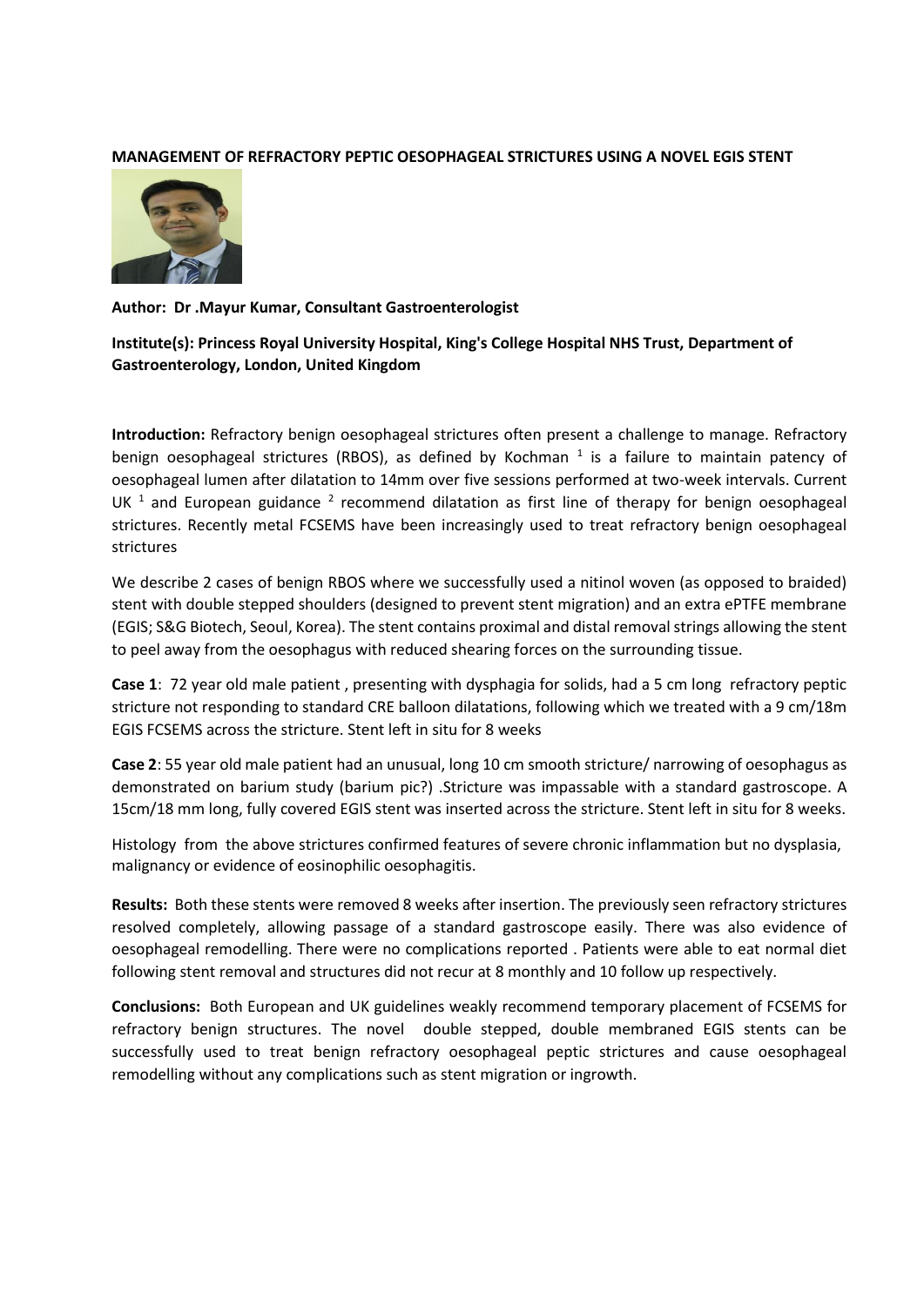**MANAGEMENT OF REFRACTORY PEPTIC OESOPHAGEAL STRICTURES USING A NOVEL EGIS STENT**

**Author: Dr .Mayur Kumar, Consultant Gastroenterologist**

**Institute(s): Princess Royal University Hospital, King's College Hospital NHS Trust, Department of Gastroenterology, London, United Kingdom**

**Introduction:** Refractory benign oesophageal strictures often present a challenge to manage. Refractory benign oesophageal strictures (RBOS), as defined by Kochman [1] is a failure to maintain patency of oesophageal lumen after dilatation to 14mm over five sessions performed at two-week intervals. Current UK [1] and European guidance [2] recommend dilatation as first line of therapy for benign oesophageal strictures. Recently metal FCSEMS have been increasingly used to treat refractory benign oesophageal strictures

We describe 2 cases of benign RBOS where we successfully used a nitinol woven (as opposed to braided) stent with double stepped shoulders (designed to prevent stent migration) and an extra ePTFE membrane (EGIS; S&G Biotech, Seoul, Korea). The stent contains proximal and distal removal strings allowing the stent to peel away from the oesophagus with reduced shearing forces on the surrounding tissue.

**Case 1**: 72 year old male patient , presenting with dysphagia for solids, had a 5 cm long refractory peptic stricture not responding to standard CRE balloon dilatations, following which we treated with a 9 cm/18m EGIS FCSEMS across the stricture. Stent left in situ for 8 weeks

**Case 2**: 55 year old male patient had an unusual, long 10 cm smooth stricture/ narrowing of oesophagus as demonstrated on barium study (barium pic?) .Stricture was impassable with a standard gastroscope. A 15cm/18 mm long, fully covered EGIS stent was inserted across the stricture. Stent left in situ for 8 weeks.

Histology from the above strictures confirmed features of severe chronic inflammation but no dysplasia, malignancy or evidence of eosinophilic oesophagitis.

**Results:** Both these stents were removed 8 weeks after insertion. The previously seen refractory strictures resolved completely, allowing passage of a standard gastroscope easily. There was also evidence of oesophageal remodelling. There were no complications reported . Patients were able to eat normal diet following stent removal and structures did not recur at 8 monthly and 10 follow up respectively.

**Conclusions:** Both European and UK guidelines weakly recommend temporary placement of FCSEMS for refractory benign structures. The novel double stepped, double membraned EGIS stents can be successfully used to treat benign refractory oesophageal peptic strictures and cause oesophageal remodelling without any complications such as stent migration or ingrowth.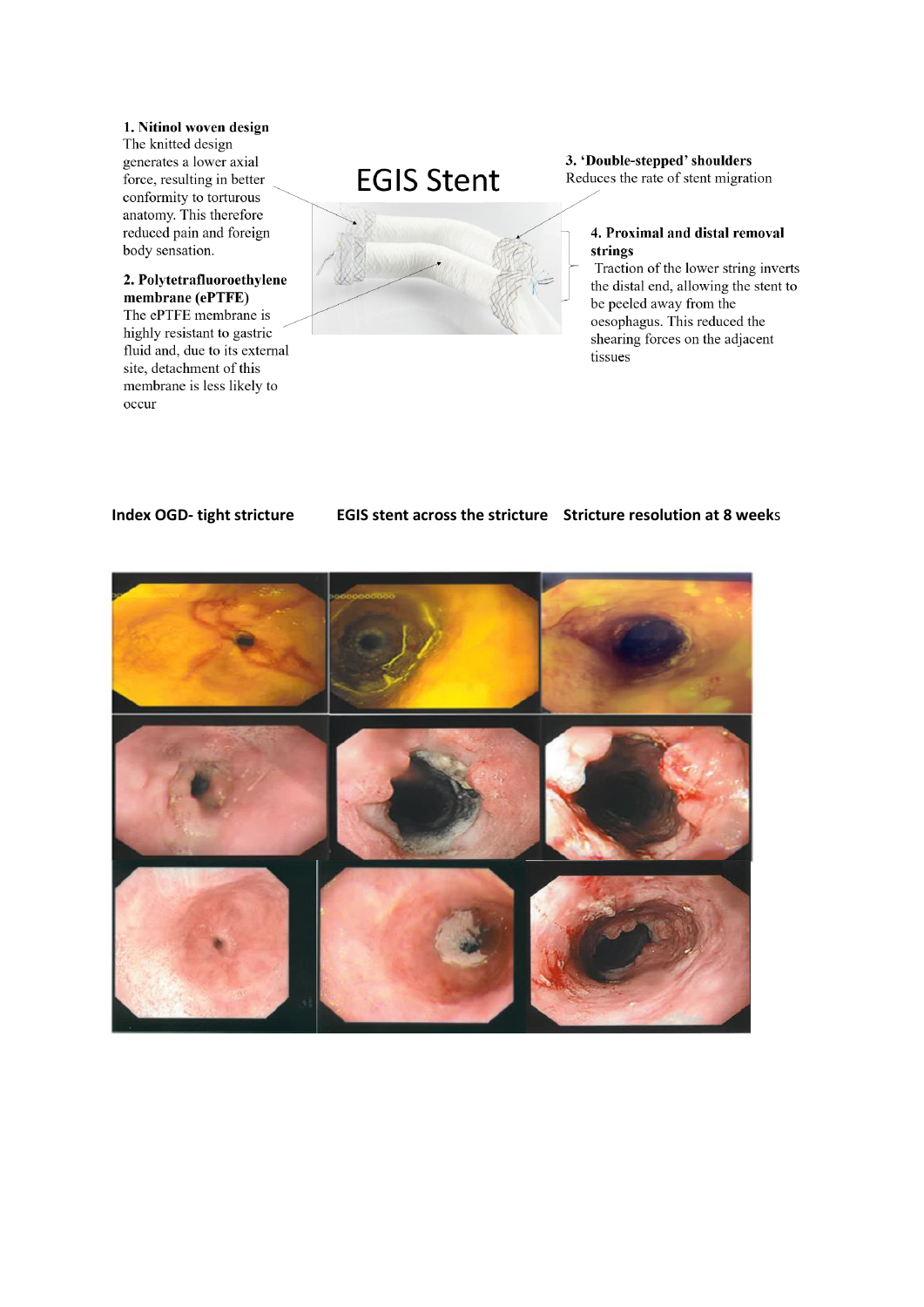**1. Nitinol woven design**
The knitted design generates a lower axial force, resulting in better conformity to torturous anatomy. This therefore reduced pain and foreign body sensation.

**2. Polytetrafluoroethylene membrane (ePTFE)**
The ePTFE membrane is highly resistant to gastric fluid and, due to its external site, detachment of this membrane is less likely to occur

EGIS Stent

**3. 'Double-stepped' shoulders**
Reduces the rate of stent migration

**4. Proximal and distal removal strings**
Traction of the lower string inverts the distal end, allowing the stent to be peeled away from the oesophagus. This reduced the shearing forces on the adjacent tissues

**Index OGD- tight stricture** **EGIS stent across the stricture** **Stricture resolution at 8 weeks**